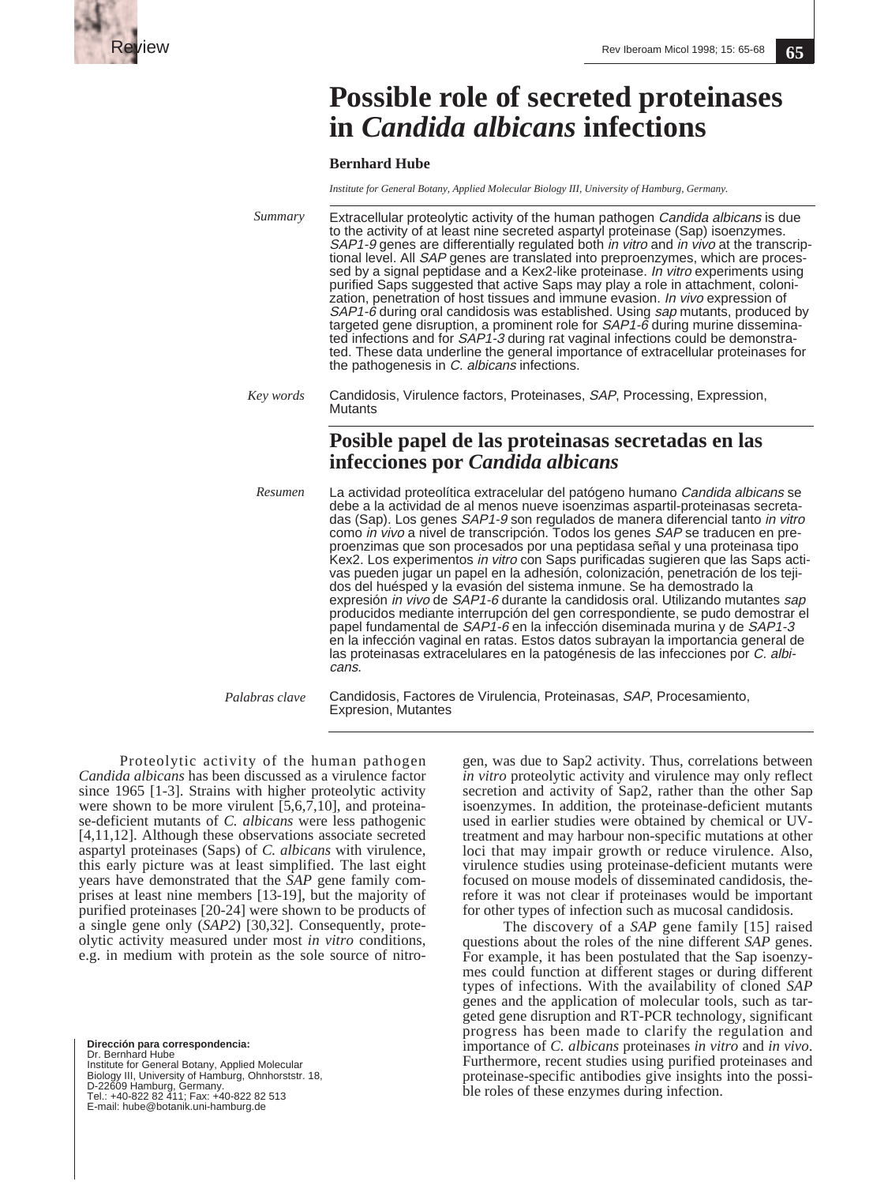Review

# Possible role of secreted proteinases in *Candida albicans* infections

**Bernhard Hube**

*Institute for General Botany, Applied Molecular Biology III, University of Hamburg, Germany.*

*Summary*

Extracellular proteolytic activity of the human pathogen *Candida albicans* is due to the activity of at least nine secreted aspartyl proteinase (Sap) isoenzymes. *SAP1-9* genes are differentially regulated both *in vitro* and *in vivo* at the transcriptional level. All *SAP* genes are translated into preproenzymes, which are processed by a signal peptidase and a Kex2-like proteinase. *In vitro* experiments using purified Saps suggested that active Saps may play a role in attachment, colonization, penetration of host tissues and immune evasion. *In vivo* expression of *SAP1-6* during oral candidosis was established. Using *sap* mutants, produced by targeted gene disruption, a prominent role for *SAP1-6* during murine disseminated infections and for *SAP1-3* during rat vaginal infections could be demonstrated. These data underline the general importance of extracellular proteinases for the pathogenesis in *C. albicans* infections.

*Key words*

Candidosis, Virulence factors, Proteinases, *SAP*, Processing, Expression, Mutants

## Posible papel de las proteinasas secretadas en las infecciones por *Candida albicans*

*Resumen*

La actividad proteolítica extracelular del patógeno humano *Candida albicans* se debe a la actividad de al menos nueve isoenzimas aspartil-proteinasas secretadas (Sap). Los genes *SAP1-9* son regulados de manera diferencial tanto *in vitro* como *in vivo* a nivel de transcripción. Todos los genes *SAP* se traducen en preproenzimas que son procesados por una peptidasa señal y una proteinasa tipo Kex2. Los experimentos *in vitro* con Saps purificadas sugieren que las Saps activas pueden jugar un papel en la adhesión, colonización, penetración de los tejidos del huésped y la evasión del sistema inmune. Se ha demostrado la expresión *in vivo* de *SAP1-6* durante la candidosis oral. Utilizando mutantes *sap* producidos mediante interrupción del gen correspondiente, se pudo demostrar el papel fundamental de *SAP1-6* en la infección diseminada murina y de *SAP1-3* en la infección vaginal en ratas. Estos datos subrayan la importancia general de las proteinasas extracelulares en la patogénesis de las infecciones por *C. albicans*.

*Palabras clave*

Candidosis, Factores de Virulencia, Proteinasas, *SAP*, Procesamiento, Expresion, Mutantes

Proteolytic activity of the human pathogen *Candida albicans* has been discussed as a virulence factor since 1965 [1-3]. Strains with higher proteolytic activity were shown to be more virulent [5,6,7,10], and proteinase-deficient mutants of *C. albicans* were less pathogenic [4,11,12]. Although these observations associate secreted aspartyl proteinases (Saps) of *C. albicans* with virulence, this early picture was at least simplified. The last eight years have demonstrated that the *SAP* gene family comprises at least nine members [13-19], but the majority of purified proteinases [20-24] were shown to be products of a single gene only (*SAP2*) [30,32]. Consequently, proteolytic activity measured under most *in vitro* conditions, e.g. in medium with protein as the sole source of nitrogen, was due to Sap2 activity. Thus, correlations between *in vitro* proteolytic activity and virulence may only reflect secretion and activity of Sap2, rather than the other Sap isoenzymes. In addition, the proteinase-deficient mutants used in earlier studies were obtained by chemical or UV-treatment and may harbour non-specific mutations at other loci that may impair growth or reduce virulence. Also, virulence studies using proteinase-deficient mutants were focused on mouse models of disseminated candidosis, therefore it was not clear if proteinases would be important for other types of infection such as mucosal candidosis.

The discovery of a *SAP* gene family [15] raised questions about the roles of the nine different *SAP* genes. For example, it has been postulated that the Sap isoenzymes could function at different stages or during different types of infections. With the availability of cloned *SAP* genes and the application of molecular tools, such as targeted gene disruption and RT-PCR technology, significant progress has been made to clarify the regulation and importance of *C. albicans* proteinases *in vitro* and *in vivo*. Furthermore, recent studies using purified proteinases and proteinase-specific antibodies give insights into the possible roles of these enzymes during infection.

**Dirección para correspondencia:**
Dr. Bernhard Hube
Institute for General Botany, Applied Molecular Biology III, University of Hamburg, Ohnhorststr. 18, D-22609 Hamburg, Germany.
Tel.: +40-822 82 411; Fax: +40-822 82 513
E-mail: hube@botanik.uni-hamburg.de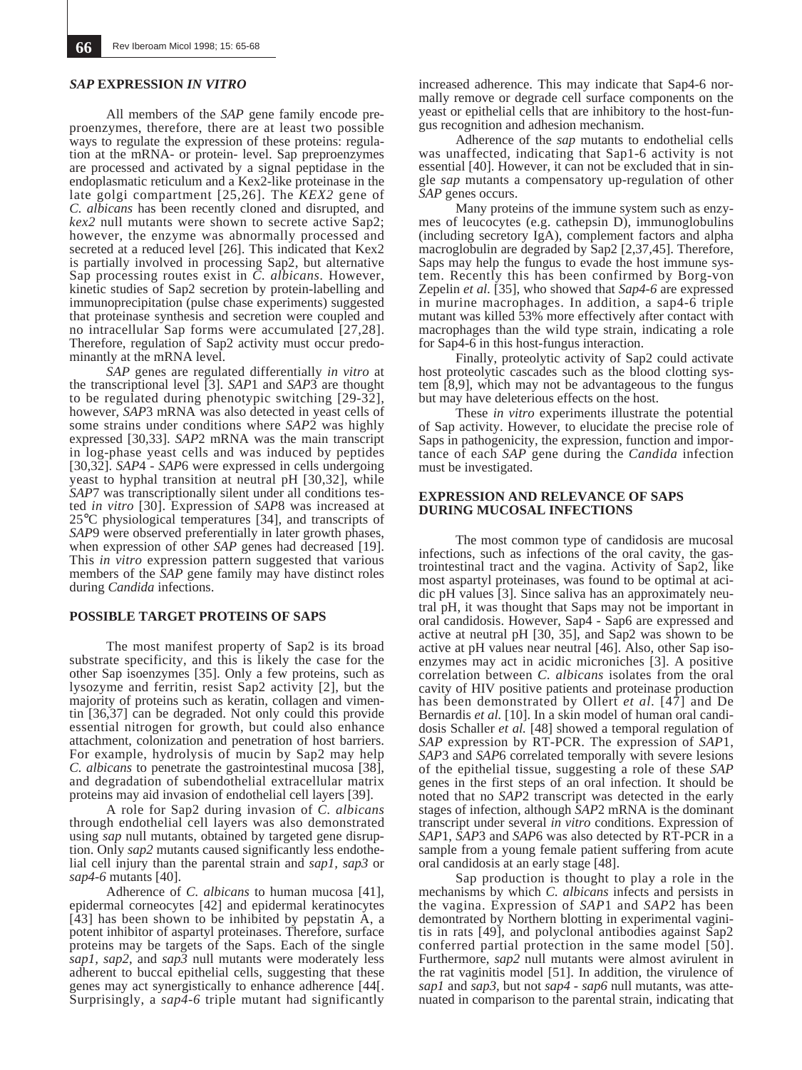## *SAP* EXPRESSION *IN VITRO*

All members of the *SAP* gene family encode pre-proenzymes, therefore, there are at least two possible ways to regulate the expression of these proteins: regulation at the mRNA- or protein- level. Sap preproenzymes are processed and activated by a signal peptidase in the endoplasmatic reticulum and a Kex2-like proteinase in the late golgi compartment [25,26]. The *KEX2* gene of *C. albicans* has been recently cloned and disrupted, and *kex2* null mutants were shown to secrete active Sap2; however, the enzyme was abnormally processed and secreted at a reduced level [26]. This indicated that Kex2 is partially involved in processing Sap2, but alternative Sap processing routes exist in *C. albicans*. However, kinetic studies of Sap2 secretion by protein-labelling and immunoprecipitation (pulse chase experiments) suggested that proteinase synthesis and secretion were coupled and no intracellular Sap forms were accumulated [27,28]. Therefore, regulation of Sap2 activity must occur predominantly at the mRNA level.

*SAP* genes are regulated differentially *in vitro* at the transcriptional level [3]. *SAP*1 and *SAP*3 are thought to be regulated during phenotypic switching [29-32], however, *SAP*3 mRNA was also detected in yeast cells of some strains under conditions where *SAP*2 was highly expressed [30,33]. *SAP*2 mRNA was the main transcript in log-phase yeast cells and was induced by peptides [30,32]. *SAP*4 - *SAP*6 were expressed in cells undergoing yeast to hyphal transition at neutral pH [30,32], while *SAP*7 was transcriptionally silent under all conditions tested *in vitro* [30]. Expression of *SAP*8 was increased at 25°C physiological temperatures [34], and transcripts of *SAP*9 were observed preferentially in later growth phases, when expression of other *SAP* genes had decreased [19]. This *in vitro* expression pattern suggested that various members of the *SAP* gene family may have distinct roles during *Candida* infections.

## POSSIBLE TARGET PROTEINS OF SAPS

The most manifest property of Sap2 is its broad substrate specificity, and this is likely the case for the other Sap isoenzymes [35]. Only a few proteins, such as lysozyme and ferritin, resist Sap2 activity [2], but the majority of proteins such as keratin, collagen and vimentin [36,37] can be degraded. Not only could this provide essential nitrogen for growth, but could also enhance attachment, colonization and penetration of host barriers. For example, hydrolysis of mucin by Sap2 may help *C. albicans* to penetrate the gastrointestinal mucosa [38], and degradation of subendothelial extracellular matrix proteins may aid invasion of endothelial cell layers [39].

A role for Sap2 during invasion of *C. albicans* through endothelial cell layers was also demonstrated using *sap* null mutants, obtained by targeted gene disruption. Only *sap2* mutants caused significantly less endothelial cell injury than the parental strain and *sap1, sap3* or *sap4-6* mutants [40].

Adherence of *C. albicans* to human mucosa [41], epidermal corneocytes [42] and epidermal keratinocytes [43] has been shown to be inhibited by pepstatin A, a potent inhibitor of aspartyl proteinases. Therefore, surface proteins may be targets of the Saps. Each of the single *sap1, sap2*, and *sap3* null mutants were moderately less adherent to buccal epithelial cells, suggesting that these genes may act synergistically to enhance adherence [44[. Surprisingly, a *sap4-6* triple mutant had significantly increased adherence. This may indicate that Sap4-6 normally remove or degrade cell surface components on the yeast or epithelial cells that are inhibitory to the host-fungus recognition and adhesion mechanism.

Adherence of the *sap* mutants to endothelial cells was unaffected, indicating that Sap1-6 activity is not essential [40]. However, it can not be excluded that in single *sap* mutants a compensatory up-regulation of other *SAP* genes occurs.

Many proteins of the immune system such as enzymes of leucocytes (e.g. cathepsin D), immunoglobulins (including secretory IgA), complement factors and alpha macroglobulin are degraded by Sap2 [2,37,45]. Therefore, Saps may help the fungus to evade the host immune system. Recently this has been confirmed by Borg-von Zepelin *et al.* [35], who showed that *Sap4-6* are expressed in murine macrophages. In addition, a sap4-6 triple mutant was killed 53% more effectively after contact with macrophages than the wild type strain, indicating a role for Sap4-6 in this host-fungus interaction.

Finally, proteolytic activity of Sap2 could activate host proteolytic cascades such as the blood clotting system [8,9], which may not be advantageous to the fungus but may have deleterious effects on the host.

These *in vitro* experiments illustrate the potential of Sap activity. However, to elucidate the precise role of Saps in pathogenicity, the expression, function and importance of each *SAP* gene during the *Candida* infection must be investigated.

## EXPRESSION AND RELEVANCE OF SAPS DURING MUCOSAL INFECTIONS

The most common type of candidosis are mucosal infections, such as infections of the oral cavity, the gastrointestinal tract and the vagina. Activity of Sap2, like most aspartyl proteinases, was found to be optimal at acidic pH values [3]. Since saliva has an approximately neutral pH, it was thought that Saps may not be important in oral candidosis. However, Sap4 - Sap6 are expressed and active at neutral pH [30, 35], and Sap2 was shown to be active at pH values near neutral [46]. Also, other Sap isoenzymes may act in acidic microniches [3]. A positive correlation between *C. albicans* isolates from the oral cavity of HIV positive patients and proteinase production has been demonstrated by Ollert *et al.* [47] and De Bernardis *et al.* [10]. In a skin model of human oral candidosis Schaller *et al.* [48] showed a temporal regulation of *SAP* expression by RT-PCR. The expression of *SAP*1, *SAP*3 and *SAP*6 correlated temporally with severe lesions of the epithelial tissue, suggesting a role of these *SAP* genes in the first steps of an oral infection. It should be noted that no *SAP*2 transcript was detected in the early stages of infection, although *SAP*2 mRNA is the dominant transcript under several *in vitro* conditions. Expression of *SAP*1, *SAP*3 and *SAP*6 was also detected by RT-PCR in a sample from a young female patient suffering from acute oral candidosis at an early stage [48].

Sap production is thought to play a role in the mechanisms by which *C. albicans* infects and persists in the vagina. Expression of *SAP*1 and *SAP*2 has been demontrated by Northern blotting in experimental vaginitis in rats [49], and polyclonal antibodies against Sap2 conferred partial protection in the same model [50]. Furthermore, *sap2* null mutants were almost avirulent in the rat vaginitis model [51]. In addition, the virulence of *sap1* and *sap3*, but not *sap4 - sap6* null mutants, was attenuated in comparison to the parental strain, indicating that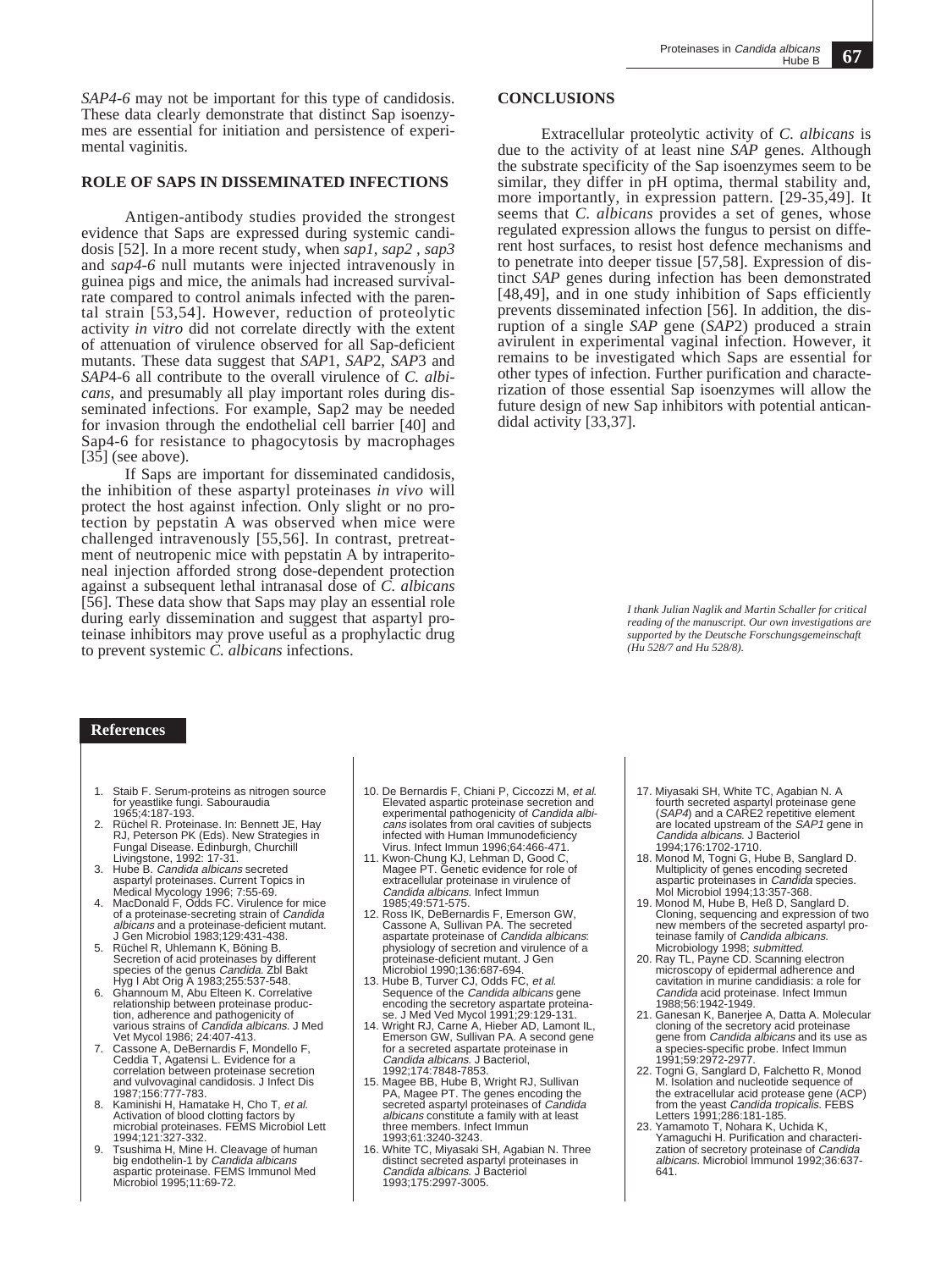*SAP4-6* may not be important for this type of candidosis. These data clearly demonstrate that distinct Sap isoenzymes are essential for initiation and persistence of experimental vaginitis.

## ROLE OF SAPS IN DISSEMINATED INFECTIONS

Antigen-antibody studies provided the strongest evidence that Saps are expressed during systemic candidosis [52]. In a more recent study, when *sap1, sap2 , sap3* and *sap4-6* null mutants were injected intravenously in guinea pigs and mice, the animals had increased survival-rate compared to control animals infected with the parental strain [53,54]. However, reduction of proteolytic activity *in vitro* did not correlate directly with the extent of attenuation of virulence observed for all Sap-deficient mutants. These data suggest that *SAP*1, *SAP*2, *SAP*3 and *SAP*4-6 all contribute to the overall virulence of *C. albicans,* and presumably all play important roles during disseminated infections. For example, Sap2 may be needed for invasion through the endothelial cell barrier [40] and Sap4-6 for resistance to phagocytosis by macrophages [35] (see above).

If Saps are important for disseminated candidosis, the inhibition of these aspartyl proteinases *in vivo* will protect the host against infection. Only slight or no protection by pepstatin A was observed when mice were challenged intravenously [55,56]. In contrast, pretreatment of neutropenic mice with pepstatin A by intraperitoneal injection afforded strong dose-dependent protection against a subsequent lethal intranasal dose of *C. albicans* [56]. These data show that Saps may play an essential role during early dissemination and suggest that aspartyl proteinase inhibitors may prove useful as a prophylactic drug to prevent systemic *C. albicans* infections.

## CONCLUSIONS

Extracellular proteolytic activity of *C. albicans* is due to the activity of at least nine *SAP* genes. Although the substrate specificity of the Sap isoenzymes seem to be similar, they differ in pH optima, thermal stability and, more importantly, in expression pattern. [29-35,49]. It seems that *C. albicans* provides a set of genes, whose regulated expression allows the fungus to persist on different host surfaces, to resist host defence mechanisms and to penetrate into deeper tissue [57,58]. Expression of distinct *SAP* genes during infection has been demonstrated [48,49], and in one study inhibition of Saps efficiently prevents disseminated infection [56]. In addition, the disruption of a single *SAP* gene (*SAP*2) produced a strain avirulent in experimental vaginal infection. However, it remains to be investigated which Saps are essential for other types of infection. Further purification and characterization of those essential Sap isoenzymes will allow the future design of new Sap inhibitors with potential anticandidal activity [33,37].

*I thank Julian Naglik and Martin Schaller for critical reading of the manuscript. Our own investigations are supported by the Deutsche Forschungsgemeinschaft (Hu 528/7 and Hu 528/8).*

## References

1. Staib F. Serum-proteins as nitrogen source for yeastlike fungi. Sabouraudia 1965;4:187-193.
2. Rüchel R. Proteinase. In: Bennett JE, Hay RJ, Peterson PK (Eds). New Strategies in Fungal Disease. Edinburgh, Churchill Livingstone, 1992: 17-31.
3. Hube B. *Candida albicans* secreted aspartyl proteinases. Current Topics in Medical Mycology 1996; 7:55-69.
4. MacDonald F, Odds FC. Virulence for mice of a proteinase-secreting strain of *Candida albicans* and a proteinase-deficient mutant. J Gen Microbiol 1983;129:431-438.
5. Rüchel R, Uhlemann K, Böning B. Secretion of acid proteinases by different species of the genus *Candida.* Zbl Bakt Hyg I Abt Orig A 1983;255:537-548.
6. Ghannoum M, Abu Elteen K. Correlative relationship between proteinase production, adherence and pathogenicity of various strains of *Candida albicans.* J Med Vet Mycol 1986; 24:407-413.
7. Cassone A, DeBernardis F, Mondello F, Ceddia T, Agatensi L. Evidence for a correlation between proteinase secretion and vulvovaginal candidosis. J Infect Dis 1987;156:777-783.
8. Kaminishi H, Hamatake H, Cho T, *et al.* Activation of blood clotting factors by microbial proteinases. FEMS Microbiol Lett 1994;121:327-332.
9. Tsushima H, Mine H. Cleavage of human big endothelin-1 by *Candida albicans* aspartic proteinase. FEMS Immunol Med Microbiol 1995;11:69-72.
10. De Bernardis F, Chiani P, Ciccozzi M, *et al.* Elevated aspartic proteinase secretion and experimental pathogenicity of *Candida albicans* isolates from oral cavities of subjects infected with Human Immunodeficiency Virus. Infect Immun 1996;64:466-471.
11. Kwon-Chung KJ, Lehman D, Good C, Magee PT. Genetic evidence for role of extracellular proteinase in virulence of *Candida albicans.* Infect Immun 1985;49:571-575.
12. Ross IK, DeBernardis F, Emerson GW, Cassone A, Sullivan PA. The secreted aspartate proteinase of *Candida albicans*: physiology of secretion and virulence of a proteinase-deficient mutant. J Gen Microbiol 1990;136:687-694.
13. Hube B, Turver CJ, Odds FC, *et al.* Sequence of the *Candida albicans* gene encoding the secretory aspartate proteinase. J Med Ved Mycol 1991;29:129-131.
14. Wright RJ, Carne A, Hieber AD, Lamont IL, Emerson GW, Sullivan PA. A second gene for a secreted aspartate proteinase in *Candida albicans.* J Bacteriol, 1992;174:7848-7853.
15. Magee BB, Hube B, Wright RJ, Sullivan PA, Magee PT. The genes encoding the secreted aspartyl proteinases of *Candida albicans* constitute a family with at least three members. Infect Immun 1993;61:3240-3243.
16. White TC, Miyasaki SH, Agabian N. Three distinct secreted aspartyl proteinases in *Candida albicans.* J Bacteriol 1993;175:2997-3005.
17. Miyasaki SH, White TC, Agabian N. A fourth secreted aspartyl proteinase gene (*SAP4*) and a CARE2 repetitive element are located upstream of the *SAP1* gene in *Candida albicans.* J Bacteriol 1994;176:1702-1710.
18. Monod M, Togni G, Hube B, Sanglard D. Multiplicity of genes encoding secreted aspartic proteinases in *Candida* species. Mol Microbiol 1994;13:357-368.
19. Monod M, Hube B, Heß D, Sanglard D. Cloning, sequencing and expression of two new members of the secreted aspartyl proteinase family of *Candida albicans.* Microbiology 1998; *submitted.*
20. Ray TL, Payne CD. Scanning electron microscopy of epidermal adherence and cavitation in murine candidiasis: a role for *Candida* acid proteinase. Infect Immun 1988;56:1942-1949.
21. Ganesan K, Banerjee A, Datta A. Molecular cloning of the secretory acid proteinase gene from *Candida albicans* and its use as a species-specific probe. Infect Immun 1991;59:2972-2977.
22. Togni G, Sanglard D, Falchetto R, Monod M. Isolation and nucleotide sequence of the extracellular acid protease gene (ACP) from the yeast *Candida tropicalis.* FEBS Letters 1991;286:181-185.
23. Yamamoto T, Nohara K, Uchida K, Yamaguchi H. Purification and characterization of secretory proteinase of *Candida albicans.* Microbiol Immunol 1992;36:637-641.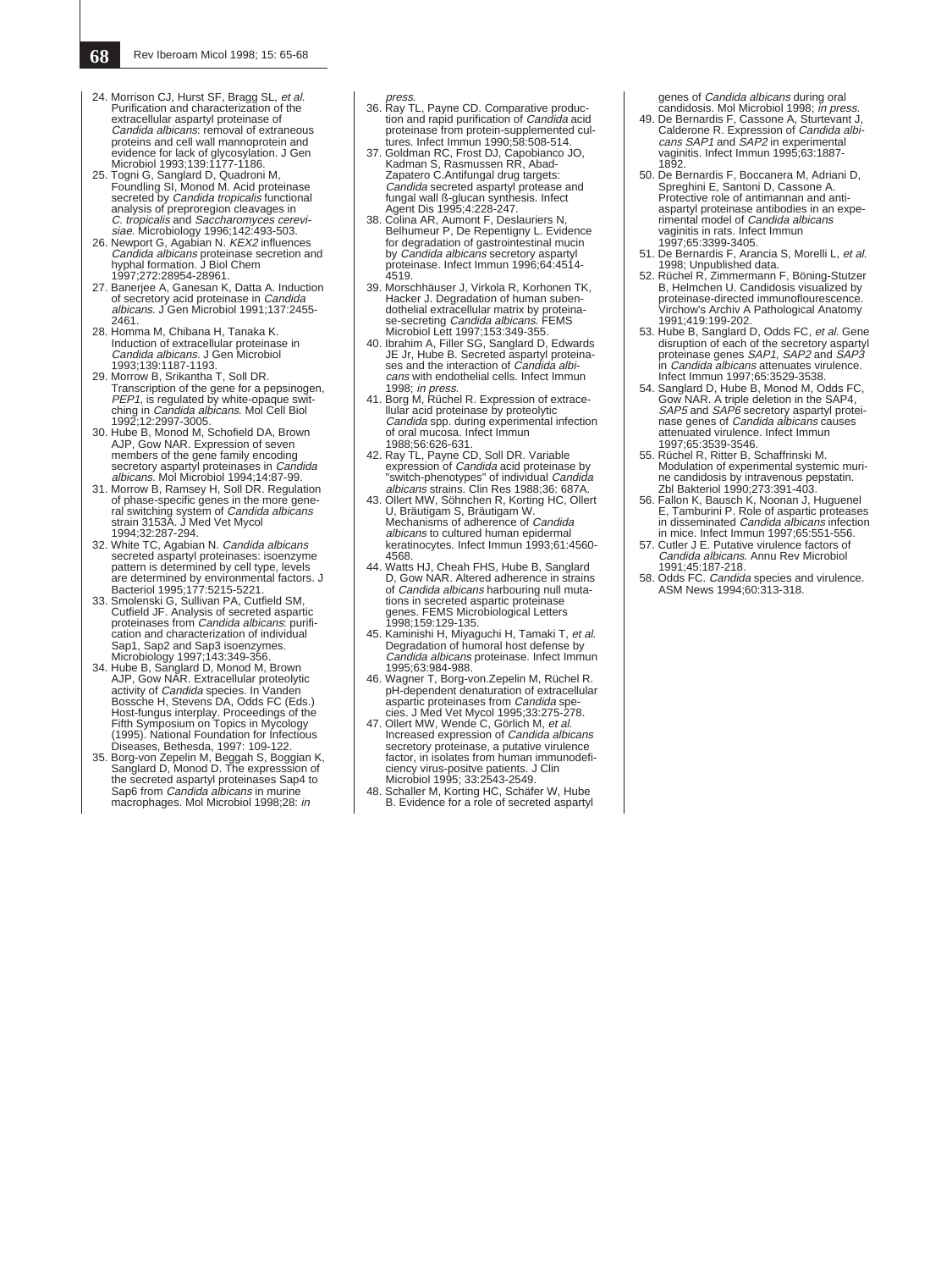24. Morrison CJ, Hurst SF, Bragg SL, *et al.* Purification and characterization of the extracellular aspartyl proteinase of *Candida albicans*: removal of extraneous proteins and cell wall mannoprotein and evidence for lack of glycosylation. J Gen Microbiol 1993;139:1177-1186.
25. Togni G, Sanglard D, Quadroni M, Foundling SI, Monod M. Acid proteinase secreted by *Candida tropicalis* functional analysis of preproregion cleavages in *C. tropicalis* and *Saccharomyces cerevisiae*. Microbiology 1996;142:493-503.
26. Newport G, Agabian N. *KEX2* influences *Candida albicans* proteinase secretion and hyphal formation. J Biol Chem 1997;272:28954-28961.
27. Banerjee A, Ganesan K, Datta A. Induction of secretory acid proteinase in *Candida albicans*. J Gen Microbiol 1991;137:2455-2461.
28. Homma M, Chibana H, Tanaka K. Induction of extracellular proteinase in *Candida albicans*. J Gen Microbiol 1993;139:1187-1193.
29. Morrow B, Srikantha T, Soll DR. Transcription of the gene for a pepsinogen, *PEP1*, is regulated by white-opaque switching in *Candida albicans*. Mol Cell Biol 1992;12:2997-3005.
30. Hube B, Monod M, Schofield DA, Brown AJP, Gow NAR. Expression of seven members of the gene family encoding secretory aspartyl proteinases in *Candida albicans*. Mol Microbiol 1994;14:87-99.
31. Morrow B, Ramsey H, Soll DR. Regulation of phase-specific genes in the more general switching system of *Candida albicans* strain 3153A. J Med Vet Mycol 1994;32:287-294.
32. White TC, Agabian N. *Candida albicans* secreted aspartyl proteinases: isoenzyme pattern is determined by cell type, levels are determined by environmental factors. J Bacteriol 1995;177:5215-5221.
33. Smolenski G, Sullivan PA, Cutfield SM, Cutfield JF. Analysis of secreted aspartic proteinases from *Candida albicans*: purification and characterization of individual Sap1, Sap2 and Sap3 isoenzymes. Microbiology 1997;143:349-356.
34. Hube B, Sanglard D, Monod M, Brown AJP, Gow NAR. Extracellular proteolytic activity of *Candida* species. In Vanden Bossche H, Stevens DA, Odds FC (Eds.) Host-fungus interplay. Proceedings of the Fifth Symposium on Topics in Mycology (1995). National Foundation for Infectious Diseases, Bethesda, 1997: 109-122.
35. Borg-von Zepelin M, Beggah S, Boggian K, Sanglard D, Monod D. The expresssion of the secreted aspartyl proteinases Sap4 to Sap6 from *Candida albicans* in murine macrophages. Mol Microbiol 1998;28: *in press*.
36. Ray TL, Payne CD. Comparative production and rapid purification of *Candida* acid proteinase from protein-supplemented cultures. Infect Immun 1990;58:508-514.
37. Goldman RC, Frost DJ, Capobianco JO, Kadman S, Rasmussen RR, Abad-Zapatero C.Antifungal drug targets: *Candida* secreted aspartyl protease and fungal wall ß-glucan synthesis. Infect Agent Dis 1995;4:228-247.
38. Colina AR, Aumont F, Deslauriers N, Belhumeur P, De Repentigny L. Evidence for degradation of gastrointestinal mucin by *Candida albicans* secretory aspartyl proteinase. Infect Immun 1996;64:4514-4519.
39. Morschhäuser J, Virkola R, Korhonen TK, Hacker J. Degradation of human subendothelial extracellular matrix by proteinase-secreting *Candida albicans*. FEMS Microbiol Lett 1997;153:349-355.
40. Ibrahim A, Filler SG, Sanglard D, Edwards JE Jr, Hube B. Secreted aspartyl proteinases and the interaction of *Candida albicans* with endothelial cells. Infect Immun 1998; *in press*.
41. Borg M, Rüchel R. Expression of extracellular acid proteinase by proteolytic *Candida* spp. during experimental infection of oral mucosa. Infect Immun 1988;56:626-631.
42. Ray TL, Payne CD, Soll DR. Variable expression of *Candida* acid proteinase by "switch-phenotypes" of individual *Candida albicans* strains. Clin Res 1988;36: 687A.
43. Ollert MW, Söhnchen R, Korting HC, Ollert U, Bräutigam S, Bräutigam W. Mechanisms of adherence of *Candida albicans* to cultured human epidermal keratinocytes. Infect Immun 1993;61:4560-4568.
44. Watts HJ, Cheah FHS, Hube B, Sanglard D, Gow NAR. Altered adherence in strains of *Candida albicans* harbouring null mutations in secreted aspartic proteinase genes. FEMS Microbiological Letters 1998;159:129-135.
45. Kaminishi H, Miyaguchi H, Tamaki T, *et al.* Degradation of humoral host defense by *Candida albicans* proteinase. Infect Immun 1995;63:984-988.
46. Wagner T, Borg-von.Zepelin M, Rüchel R. pH-dependent denaturation of extracellular aspartic proteinases from *Candida* species. J Med Vet Mycol 1995;33:275-278.
47. Ollert MW, Wende C, Görlich M, *et al.* Increased expression of *Candida albicans* secretory proteinase, a putative virulence factor, in isolates from human immunodeficiency virus-positve patients. J Clin Microbiol 1995; 33:2543-2549.
48. Schaller M, Korting HC, Schäfer W, Hube B. Evidence for a role of secreted aspartyl genes of *Candida albicans* during oral candidosis. Mol Microbiol 1998; *in press*.
49. De Bernardis F, Cassone A, Sturtevant J, Calderone R. Expression of *Candida albicans SAP1* and *SAP2* in experimental vaginitis. Infect Immun 1995;63:1887-1892.
50. De Bernardis F, Boccanera M, Adriani D, Spreghini E, Santoni D, Cassone A. Protective role of antimannan and anti-aspartyl proteinase antibodies in an experimental model of *Candida albicans* vaginitis in rats. Infect Immun 1997;65:3399-3405.
51. De Bernardis F, Arancia S, Morelli L, *et al.* 1998; Unpublished data.
52. Rüchel R, Zimmermann F, Böning-Stutzer B, Helmchen U. Candidosis visualized by proteinase-directed immunofluorescence. Virchow's Archiv A Pathological Anatomy 1991;419:199-202.
53. Hube B, Sanglard D, Odds FC, *et al.* Gene disruption of each of the secretory aspartyl proteinase genes *SAP1*, *SAP2* and *SAP3* in *Candida albicans* attenuates virulence. Infect Immun 1997;65:3529-3538.
54. Sanglard D, Hube B, Monod M, Odds FC, Gow NAR. A triple deletion in the SAP4, *SAP5* and *SAP6* secretory aspartyl proteinase genes of *Candida albicans* causes attenuated virulence. Infect Immun 1997;65:3539-3546.
55. Rüchel R, Ritter B, Schaffrinski M. Modulation of experimental systemic murine candidosis by intravenous pepstatin. Zbl Bakteriol 1990;273:391-403.
56. Fallon K, Bausch K, Noonan J, Huguenel E, Tamburini P. Role of aspartic proteases in disseminated *Candida albicans* infection in mice. Infect Immun 1997;65:551-556.
57. Cutler J E. Putative virulence factors of *Candida albicans*. Annu Rev Microbiol 1991;45:187-218.
58. Odds FC. *Candida* species and virulence. ASM News 1994;60:313-318.